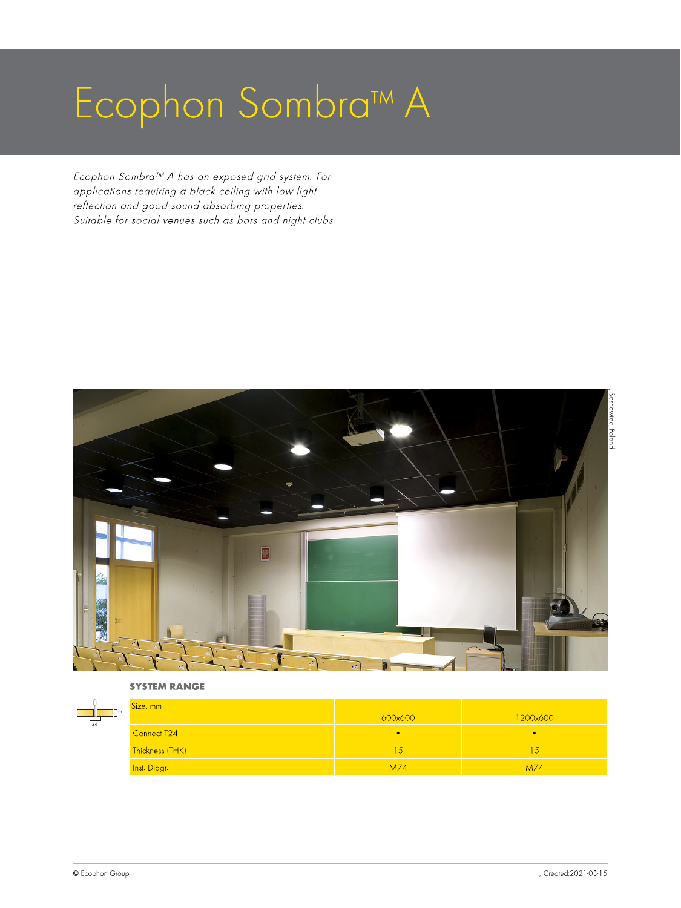# Ecophon Sombra™ A

*Ecophon Sombra™ A has an exposed grid system. For applications requiring a black ceiling with low light reflection and good sound absorbing properties. Suitable for social venues such as bars and night clubs.*

Sosnowiec, Poland

**SYSTEM RANGE**

| Size, mm | 600x600 | 1200x600 |
|---|---|---|
| Connect T24 | • | • |
| Thickness (THK) | 15 | 15 |
| Inst. Diagr. | M74 | M74 |

© Ecophon Group

, Created:2021-03-15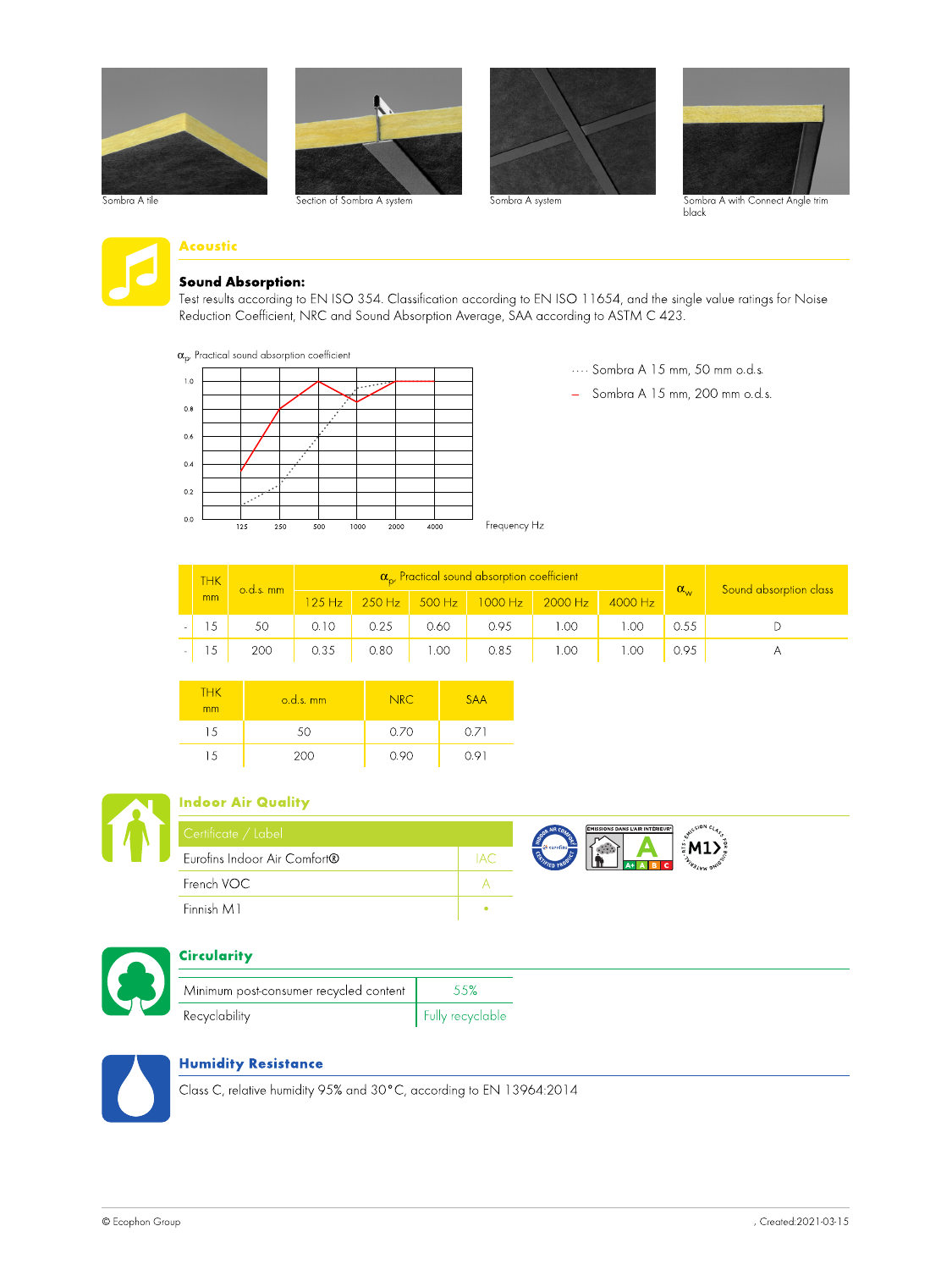Sombra A tile

Section of Sombra A system

Sombra A system

Sombra A with Connect Angle trim black

## Acoustic

### Sound Absorption:

Test results according to EN ISO 354. Classification according to EN ISO 11654, and the single value ratings for Noise Reduction Coefficient, NRC and Sound Absorption Average, SAA according to ASTM C 423.

$\alpha_p$, Practical sound absorption coefficient

···· Sombra A 15 mm, 50 mm o.d.s.

– Sombra A 15 mm, 200 mm o.d.s.

Frequency Hz

| | THK mm | o.d.s. mm | $\alpha_p$, Practical sound absorption coefficient | | | | | | $\alpha_w$ | Sound absorption class |
|---|---|---|---|---|---|---|---|---|---|---|
| | | | 125 Hz | 250 Hz | 500 Hz | 1000 Hz | 2000 Hz | 4000 Hz | | |
| - | 15 | 50 | 0.10 | 0.25 | 0.60 | 0.95 | 1.00 | 1.00 | 0.55 | D |
| - | 15 | 200 | 0.35 | 0.80 | 1.00 | 0.85 | 1.00 | 1.00 | 0.95 | A |

| THK mm | o.d.s. mm | NRC | SAA |
|---|---|---|---|
| 15 | 50 | 0.70 | 0.71 |
| 15 | 200 | 0.90 | 0.91 |

## Indoor Air Quality

| Certificate / Label | |
|---|---|
| Eurofins Indoor Air Comfort® | IAC |
| French VOC | A |
| Finnish M1 | • |

## Circularity

| | |
|---|---|
| Minimum post-consumer recycled content | 55% |
| Recyclability | Fully recyclable |

## Humidity Resistance

Class C, relative humidity 95% and 30°C, according to EN 13964:2014

© Ecophon Group , Created:2021-03-15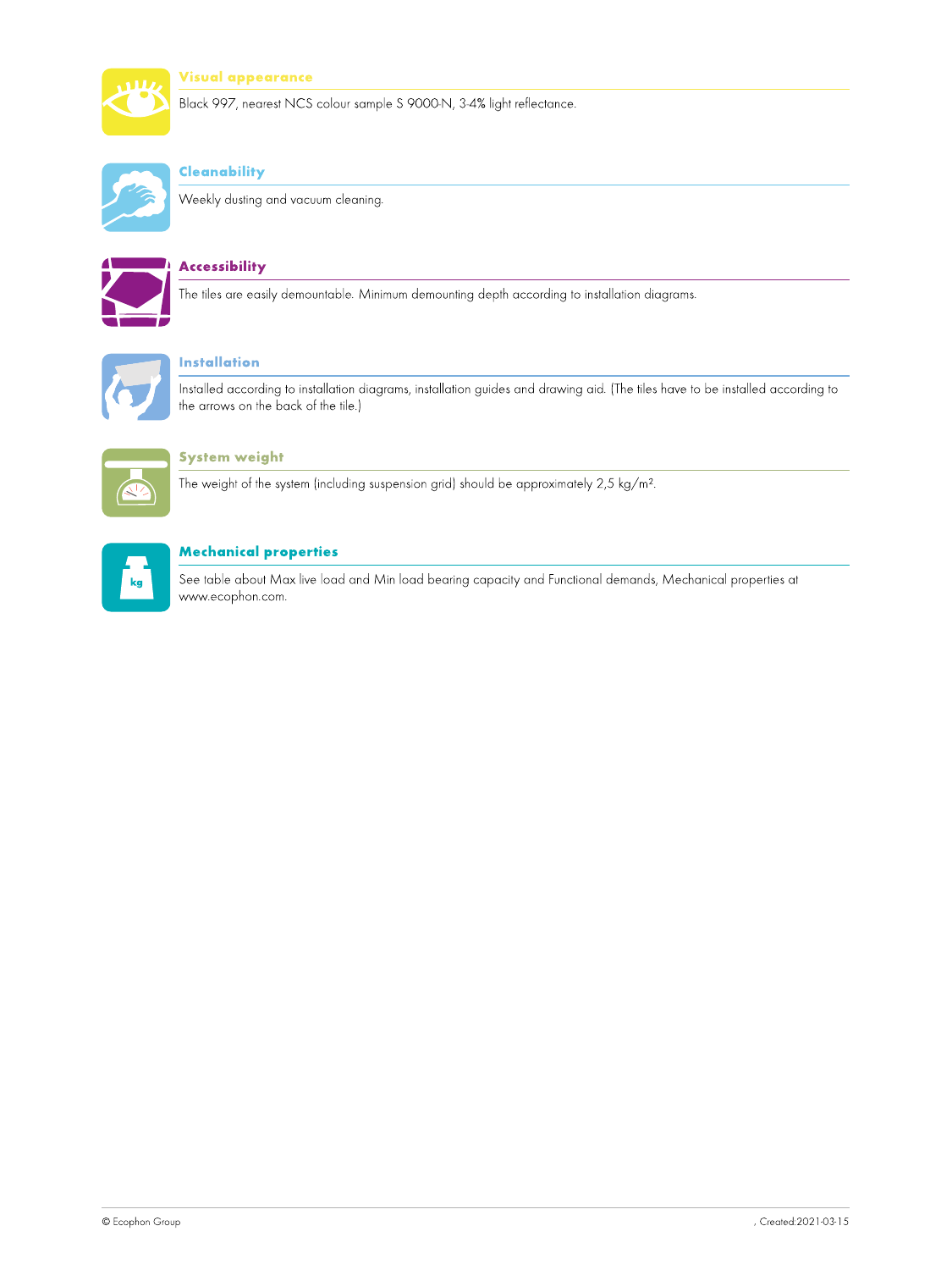## Visual appearance

Black 997, nearest NCS colour sample S 9000-N, 3-4% light reflectance.

## Cleanability

Weekly dusting and vacuum cleaning.

## Accessibility

The tiles are easily demountable. Minimum demounting depth according to installation diagrams.

## Installation

Installed according to installation diagrams, installation guides and drawing aid. (The tiles have to be installed according to the arrows on the back of the tile.)

## System weight

The weight of the system (including suspension grid) should be approximately 2,5 kg/m².

## Mechanical properties

See table about Max live load and Min load bearing capacity and Functional demands, Mechanical properties at www.ecophon.com.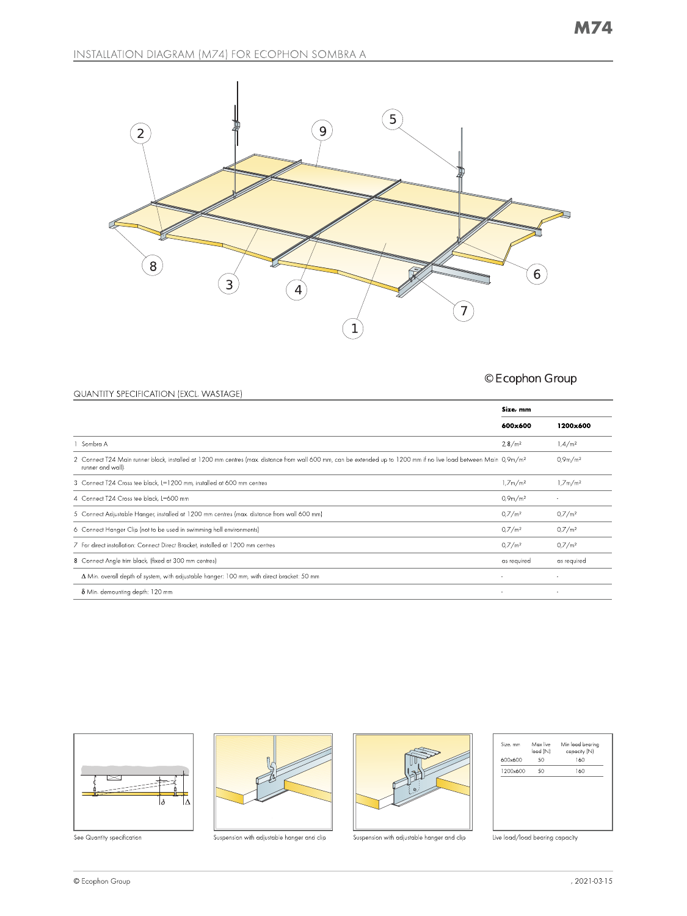# M74

## INSTALLATION DIAGRAM (M74) FOR ECOPHON SOMBRA A

2
9
5
8
3
4
6
7
1

© Ecophon Group

## QUANTITY SPECIFICATION (EXCL. WASTAGE)

| | Size, mm | |
|---|---|---|
| | **600x600** | **1200x600** |
| 1 Sombra A | 2,8/m² | 1,4/m² |
| 2 Connect T24 Main runner black, installed at 1200 mm centres (max. distance from wall 600 mm, can be extended up to 1200 mm if no live load between Main runner and wall). | 0,9m/m² | 0,9m/m² |
| 3 Connect T24 Cross tee black, L=1200 mm, installed at 600 mm centres | 1,7m/m² | 1,7m/m² |
| 4 Connect T24 Cross tee black, L=600 mm | 0,9m/m² | - |
| 5 Connect Adjustable Hanger, installed at 1200 mm centres (max. distance from wall 600 mm) | 0,7/m² | 0,7/m² |
| 6 Connect Hanger Clip (not to be used in swimming hall environments) | 0,7/m² | 0,7/m² |
| 7 For direct installation: Connect Direct Bracket, installed at 1200 mm centres | 0,7/m² | 0,7/m² |
| 8 Connect Angle trim black, (fixed at 300 mm centres) | as required | as required |
| Δ Min. overall depth of system, with adjustable hanger: 100 mm, with direct bracket: 50 mm | - | - |
| δ Min. demounting depth: 120 mm | - | - |

δ
Δ

See Quantity specification

Suspension with adjustable hanger and clip

Suspension with adjustable hanger and clip

| Size, mm | Max live load (N) | Min load bearing capacity (N) |
|---|---|---|
| 600x600 | 50 | 160 |
| 1200x600 | 50 | 160 |

Live load/load bearing capacity

© Ecophon Group , 2021-03-15